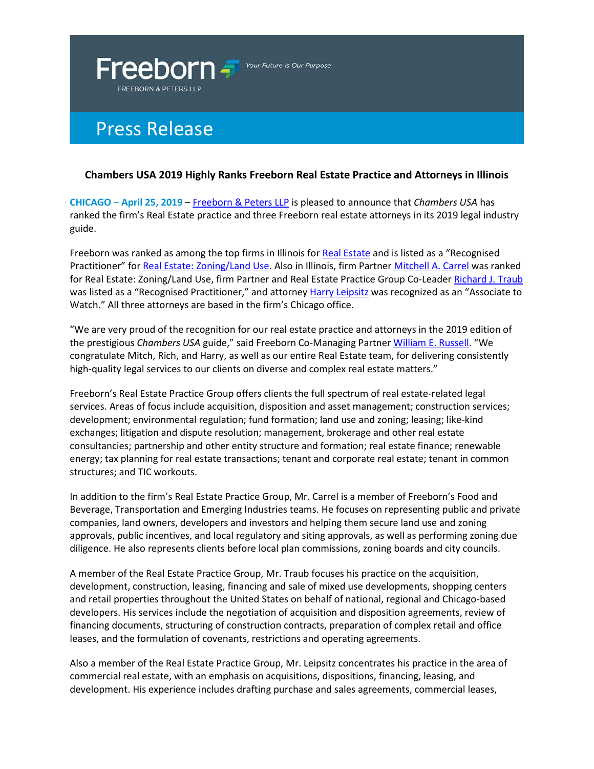Freeborn

FREEBORN & PETERS LLP

*Your Future is Our Purpose*

# Press Release

**Chambers USA 2019 Highly Ranks Freeborn Real Estate Practice and Attorneys in Illinois**

**CHICAGO – April 25, 2019** – Freeborn & Peters LLP is pleased to announce that *Chambers USA* has ranked the firm's Real Estate practice and three Freeborn real estate attorneys in its 2019 legal industry guide.

Freeborn was ranked as among the top firms in Illinois for Real Estate and is listed as a "Recognised Practitioner" for Real Estate: Zoning/Land Use. Also in Illinois, firm Partner Mitchell A. Carrel was ranked for Real Estate: Zoning/Land Use, firm Partner and Real Estate Practice Group Co-Leader Richard J. Traub was listed as a "Recognised Practitioner," and attorney Harry Leipsitz was recognized as an "Associate to Watch." All three attorneys are based in the firm's Chicago office.

"We are very proud of the recognition for our real estate practice and attorneys in the 2019 edition of the prestigious *Chambers USA* guide," said Freeborn Co-Managing Partner William E. Russell. "We congratulate Mitch, Rich, and Harry, as well as our entire Real Estate team, for delivering consistently high-quality legal services to our clients on diverse and complex real estate matters."

Freeborn's Real Estate Practice Group offers clients the full spectrum of real estate-related legal services. Areas of focus include acquisition, disposition and asset management; construction services; development; environmental regulation; fund formation; land use and zoning; leasing; like-kind exchanges; litigation and dispute resolution; management, brokerage and other real estate consultancies; partnership and other entity structure and formation; real estate finance; renewable energy; tax planning for real estate transactions; tenant and corporate real estate; tenant in common structures; and TIC workouts.

In addition to the firm's Real Estate Practice Group, Mr. Carrel is a member of Freeborn's Food and Beverage, Transportation and Emerging Industries teams. He focuses on representing public and private companies, land owners, developers and investors and helping them secure land use and zoning approvals, public incentives, and local regulatory and siting approvals, as well as performing zoning due diligence. He also represents clients before local plan commissions, zoning boards and city councils.

A member of the Real Estate Practice Group, Mr. Traub focuses his practice on the acquisition, development, construction, leasing, financing and sale of mixed use developments, shopping centers and retail properties throughout the United States on behalf of national, regional and Chicago-based developers. His services include the negotiation of acquisition and disposition agreements, review of financing documents, structuring of construction contracts, preparation of complex retail and office leases, and the formulation of covenants, restrictions and operating agreements.

Also a member of the Real Estate Practice Group, Mr. Leipsitz concentrates his practice in the area of commercial real estate, with an emphasis on acquisitions, dispositions, financing, leasing, and development. His experience includes drafting purchase and sales agreements, commercial leases,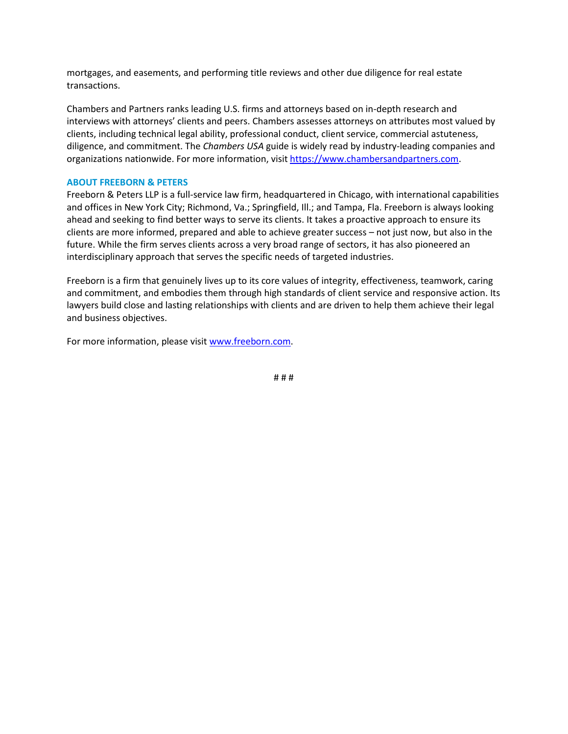mortgages, and easements, and performing title reviews and other due diligence for real estate transactions.

Chambers and Partners ranks leading U.S. firms and attorneys based on in-depth research and interviews with attorneys' clients and peers. Chambers assesses attorneys on attributes most valued by clients, including technical legal ability, professional conduct, client service, commercial astuteness, diligence, and commitment. The *Chambers USA* guide is widely read by industry-leading companies and organizations nationwide. For more information, visit [https://www.chambersandpartners.com](https://www.chambersandpartners.com).

## ABOUT FREEBORN & PETERS

Freeborn & Peters LLP is a full-service law firm, headquartered in Chicago, with international capabilities and offices in New York City; Richmond, Va.; Springfield, Ill.; and Tampa, Fla. Freeborn is always looking ahead and seeking to find better ways to serve its clients. It takes a proactive approach to ensure its clients are more informed, prepared and able to achieve greater success – not just now, but also in the future. While the firm serves clients across a very broad range of sectors, it has also pioneered an interdisciplinary approach that serves the specific needs of targeted industries.

Freeborn is a firm that genuinely lives up to its core values of integrity, effectiveness, teamwork, caring and commitment, and embodies them through high standards of client service and responsive action. Its lawyers build close and lasting relationships with clients and are driven to help them achieve their legal and business objectives.

For more information, please visit [www.freeborn.com](http://www.freeborn.com).

# # #